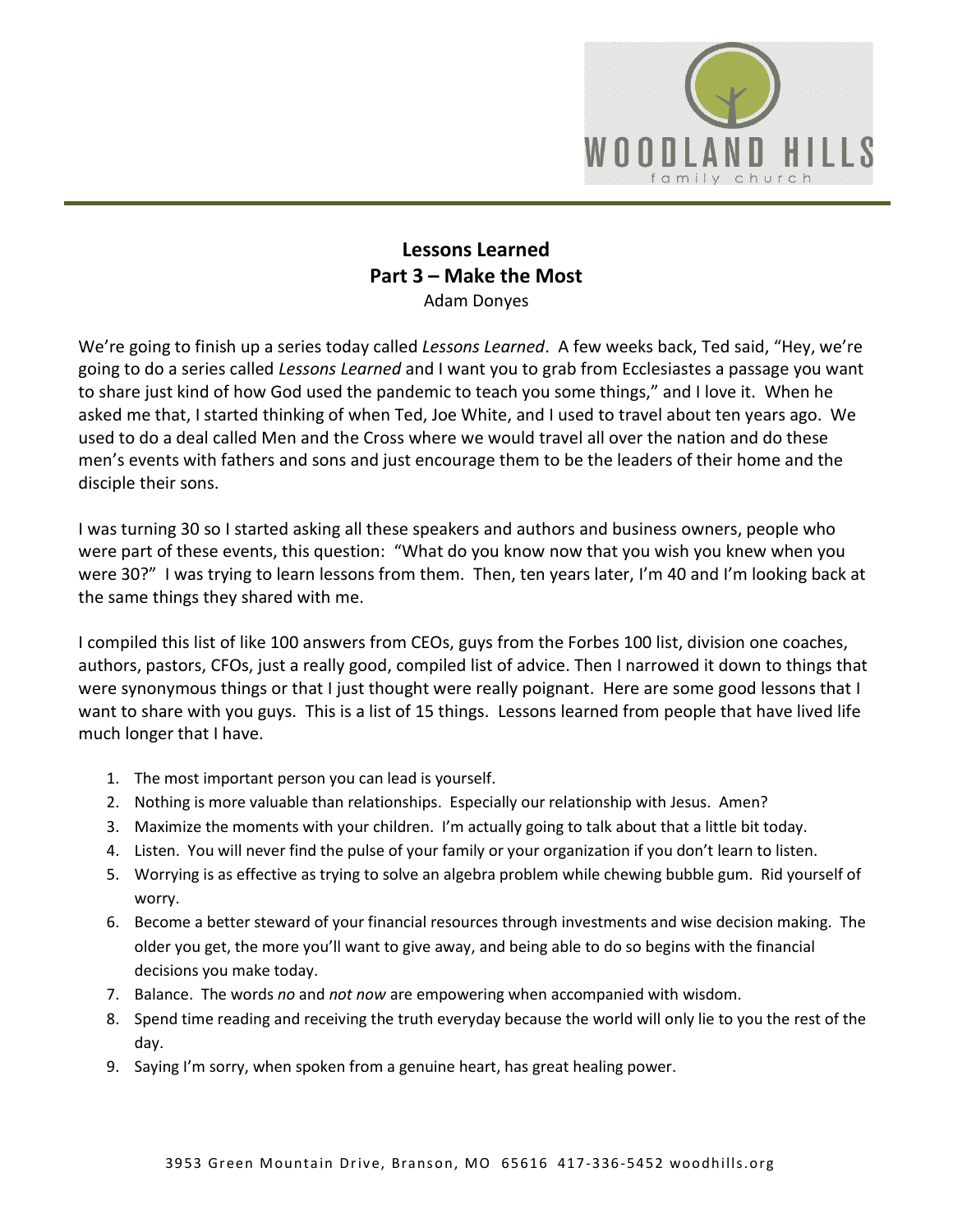# Lessons Learned
## Part 3 – Make the Most
Adam Donyes

We're going to finish up a series today called *Lessons Learned*. A few weeks back, Ted said, "Hey, we're going to do a series called *Lessons Learned* and I want you to grab from Ecclesiastes a passage you want to share just kind of how God used the pandemic to teach you some things," and I love it. When he asked me that, I started thinking of when Ted, Joe White, and I used to travel about ten years ago. We used to do a deal called Men and the Cross where we would travel all over the nation and do these men's events with fathers and sons and just encourage them to be the leaders of their home and the disciple their sons.

I was turning 30 so I started asking all these speakers and authors and business owners, people who were part of these events, this question: "What do you know now that you wish you knew when you were 30?" I was trying to learn lessons from them. Then, ten years later, I'm 40 and I'm looking back at the same things they shared with me.

I compiled this list of like 100 answers from CEOs, guys from the Forbes 100 list, division one coaches, authors, pastors, CFOs, just a really good, compiled list of advice. Then I narrowed it down to things that were synonymous things or that I just thought were really poignant. Here are some good lessons that I want to share with you guys. This is a list of 15 things. Lessons learned from people that have lived life much longer that I have.

1. The most important person you can lead is yourself.
2. Nothing is more valuable than relationships. Especially our relationship with Jesus. Amen?
3. Maximize the moments with your children. I'm actually going to talk about that a little bit today.
4. Listen. You will never find the pulse of your family or your organization if you don't learn to listen.
5. Worrying is as effective as trying to solve an algebra problem while chewing bubble gum. Rid yourself of worry.
6. Become a better steward of your financial resources through investments and wise decision making. The older you get, the more you'll want to give away, and being able to do so begins with the financial decisions you make today.
7. Balance. The words *no* and *not now* are empowering when accompanied with wisdom.
8. Spend time reading and receiving the truth everyday because the world will only lie to you the rest of the day.
9. Saying I'm sorry, when spoken from a genuine heart, has great healing power.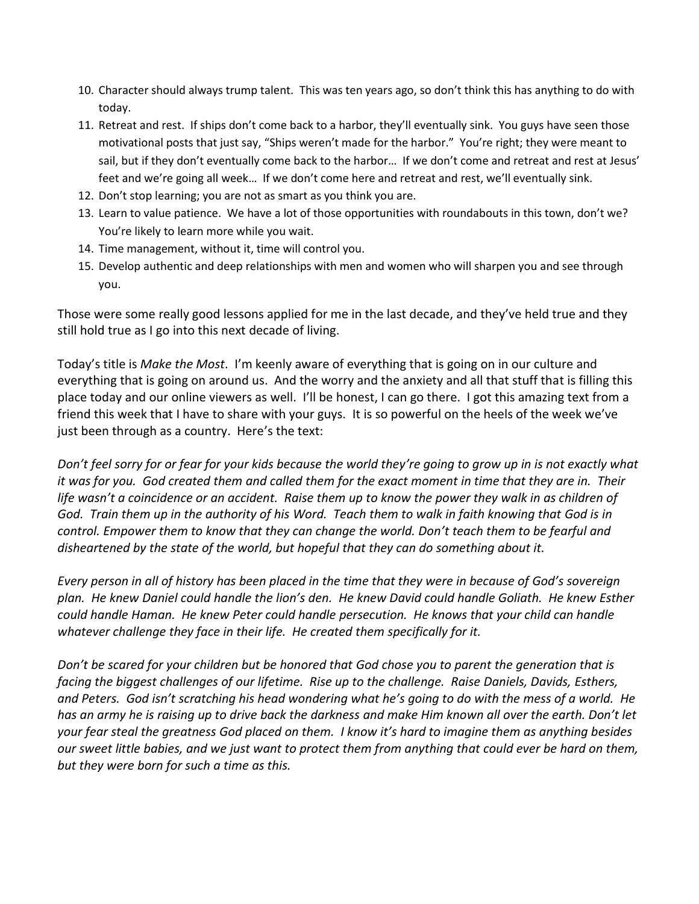10. Character should always trump talent. This was ten years ago, so don't think this has anything to do with today.
11. Retreat and rest. If ships don't come back to a harbor, they'll eventually sink. You guys have seen those motivational posts that just say, "Ships weren't made for the harbor." You're right; they were meant to sail, but if they don't eventually come back to the harbor… If we don't come and retreat and rest at Jesus' feet and we're going all week… If we don't come here and retreat and rest, we'll eventually sink.
12. Don't stop learning; you are not as smart as you think you are.
13. Learn to value patience. We have a lot of those opportunities with roundabouts in this town, don't we? You're likely to learn more while you wait.
14. Time management, without it, time will control you.
15. Develop authentic and deep relationships with men and women who will sharpen you and see through you.

Those were some really good lessons applied for me in the last decade, and they've held true and they still hold true as I go into this next decade of living.

Today's title is *Make the Most*. I'm keenly aware of everything that is going on in our culture and everything that is going on around us. And the worry and the anxiety and all that stuff that is filling this place today and our online viewers as well. I'll be honest, I can go there. I got this amazing text from a friend this week that I have to share with your guys. It is so powerful on the heels of the week we've just been through as a country. Here's the text:

*Don't feel sorry for or fear for your kids because the world they're going to grow up in is not exactly what it was for you. God created them and called them for the exact moment in time that they are in. Their life wasn't a coincidence or an accident. Raise them up to know the power they walk in as children of God. Train them up in the authority of his Word. Teach them to walk in faith knowing that God is in control. Empower them to know that they can change the world. Don't teach them to be fearful and disheartened by the state of the world, but hopeful that they can do something about it.*

*Every person in all of history has been placed in the time that they were in because of God's sovereign plan. He knew Daniel could handle the lion's den. He knew David could handle Goliath. He knew Esther could handle Haman. He knew Peter could handle persecution. He knows that your child can handle whatever challenge they face in their life. He created them specifically for it.*

*Don't be scared for your children but be honored that God chose you to parent the generation that is facing the biggest challenges of our lifetime. Rise up to the challenge. Raise Daniels, Davids, Esthers, and Peters. God isn't scratching his head wondering what he's going to do with the mess of a world. He has an army he is raising up to drive back the darkness and make Him known all over the earth. Don't let your fear steal the greatness God placed on them. I know it's hard to imagine them as anything besides our sweet little babies, and we just want to protect them from anything that could ever be hard on them, but they were born for such a time as this.*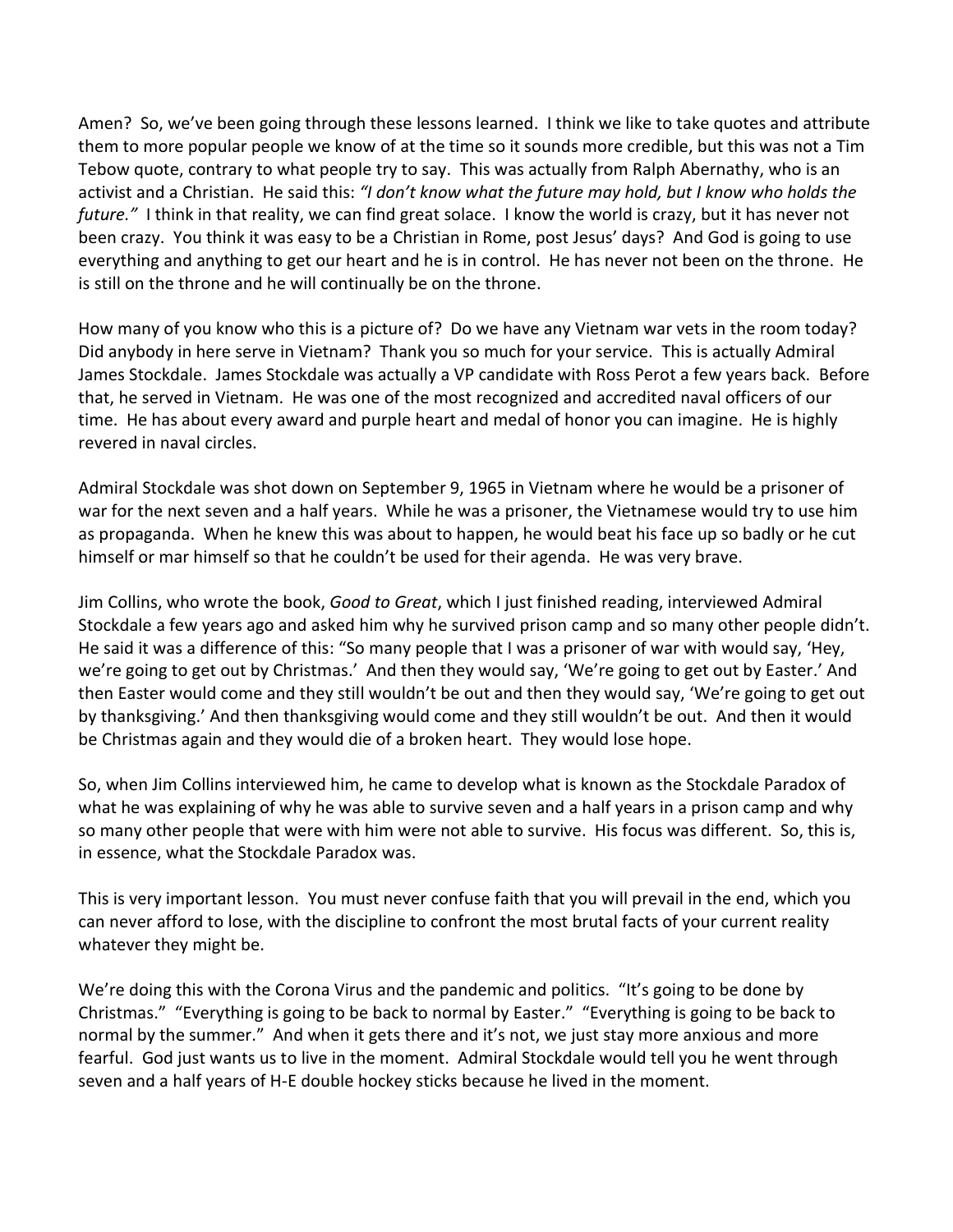Amen? So, we've been going through these lessons learned. I think we like to take quotes and attribute them to more popular people we know of at the time so it sounds more credible, but this was not a Tim Tebow quote, contrary to what people try to say. This was actually from Ralph Abernathy, who is an activist and a Christian. He said this: *"I don't know what the future may hold, but I know who holds the future."* I think in that reality, we can find great solace. I know the world is crazy, but it has never not been crazy. You think it was easy to be a Christian in Rome, post Jesus' days? And God is going to use everything and anything to get our heart and he is in control. He has never not been on the throne. He is still on the throne and he will continually be on the throne.

How many of you know who this is a picture of? Do we have any Vietnam war vets in the room today? Did anybody in here serve in Vietnam? Thank you so much for your service. This is actually Admiral James Stockdale. James Stockdale was actually a VP candidate with Ross Perot a few years back. Before that, he served in Vietnam. He was one of the most recognized and accredited naval officers of our time. He has about every award and purple heart and medal of honor you can imagine. He is highly revered in naval circles.

Admiral Stockdale was shot down on September 9, 1965 in Vietnam where he would be a prisoner of war for the next seven and a half years. While he was a prisoner, the Vietnamese would try to use him as propaganda. When he knew this was about to happen, he would beat his face up so badly or he cut himself or mar himself so that he couldn't be used for their agenda. He was very brave.

Jim Collins, who wrote the book, *Good to Great*, which I just finished reading, interviewed Admiral Stockdale a few years ago and asked him why he survived prison camp and so many other people didn't. He said it was a difference of this: "So many people that I was a prisoner of war with would say, 'Hey, we're going to get out by Christmas.' And then they would say, 'We're going to get out by Easter.' And then Easter would come and they still wouldn't be out and then they would say, 'We're going to get out by thanksgiving.' And then thanksgiving would come and they still wouldn't be out. And then it would be Christmas again and they would die of a broken heart. They would lose hope.

So, when Jim Collins interviewed him, he came to develop what is known as the Stockdale Paradox of what he was explaining of why he was able to survive seven and a half years in a prison camp and why so many other people that were with him were not able to survive. His focus was different. So, this is, in essence, what the Stockdale Paradox was.

This is very important lesson. You must never confuse faith that you will prevail in the end, which you can never afford to lose, with the discipline to confront the most brutal facts of your current reality whatever they might be.

We're doing this with the Corona Virus and the pandemic and politics. "It's going to be done by Christmas." "Everything is going to be back to normal by Easter." "Everything is going to be back to normal by the summer." And when it gets there and it's not, we just stay more anxious and more fearful. God just wants us to live in the moment. Admiral Stockdale would tell you he went through seven and a half years of H-E double hockey sticks because he lived in the moment.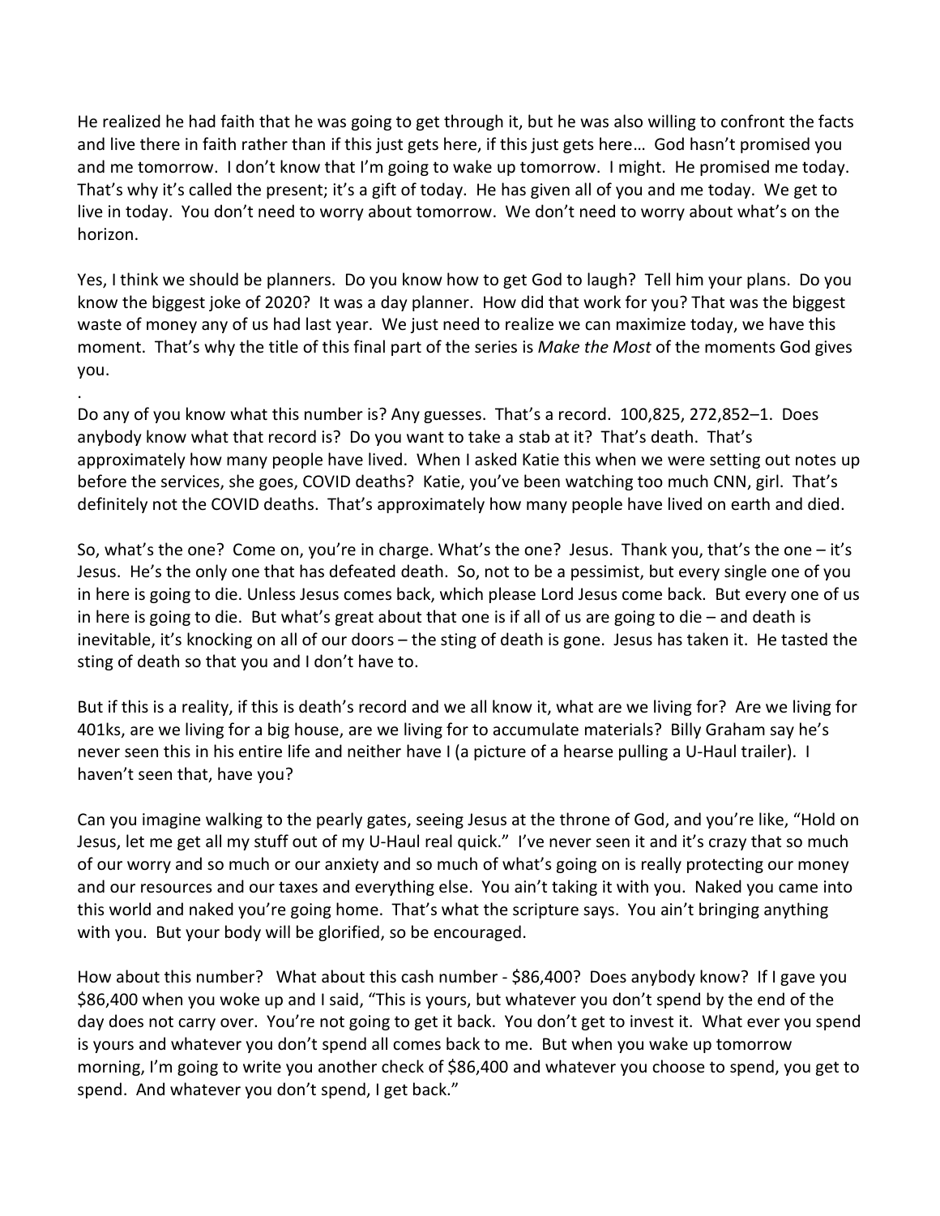He realized he had faith that he was going to get through it, but he was also willing to confront the facts and live there in faith rather than if this just gets here, if this just gets here… God hasn't promised you and me tomorrow. I don't know that I'm going to wake up tomorrow. I might. He promised me today. That's why it's called the present; it's a gift of today. He has given all of you and me today. We get to live in today. You don't need to worry about tomorrow. We don't need to worry about what's on the horizon.

Yes, I think we should be planners. Do you know how to get God to laugh? Tell him your plans. Do you know the biggest joke of 2020? It was a day planner. How did that work for you? That was the biggest waste of money any of us had last year. We just need to realize we can maximize today, we have this moment. That's why the title of this final part of the series is *Make the Most* of the moments God gives you.

.

Do any of you know what this number is? Any guesses. That's a record. 100,825, 272,852–1. Does anybody know what that record is? Do you want to take a stab at it? That's death. That's approximately how many people have lived. When I asked Katie this when we were setting out notes up before the services, she goes, COVID deaths? Katie, you've been watching too much CNN, girl. That's definitely not the COVID deaths. That's approximately how many people have lived on earth and died.

So, what's the one? Come on, you're in charge. What's the one? Jesus. Thank you, that's the one – it's Jesus. He's the only one that has defeated death. So, not to be a pessimist, but every single one of you in here is going to die. Unless Jesus comes back, which please Lord Jesus come back. But every one of us in here is going to die. But what's great about that one is if all of us are going to die – and death is inevitable, it's knocking on all of our doors – the sting of death is gone. Jesus has taken it. He tasted the sting of death so that you and I don't have to.

But if this is a reality, if this is death's record and we all know it, what are we living for? Are we living for 401ks, are we living for a big house, are we living for to accumulate materials? Billy Graham say he's never seen this in his entire life and neither have I (a picture of a hearse pulling a U-Haul trailer). I haven't seen that, have you?

Can you imagine walking to the pearly gates, seeing Jesus at the throne of God, and you're like, "Hold on Jesus, let me get all my stuff out of my U-Haul real quick." I've never seen it and it's crazy that so much of our worry and so much or our anxiety and so much of what's going on is really protecting our money and our resources and our taxes and everything else. You ain't taking it with you. Naked you came into this world and naked you're going home. That's what the scripture says. You ain't bringing anything with you. But your body will be glorified, so be encouraged.

How about this number? What about this cash number - $86,400? Does anybody know? If I gave you $86,400 when you woke up and I said, "This is yours, but whatever you don't spend by the end of the day does not carry over. You're not going to get it back. You don't get to invest it. What ever you spend is yours and whatever you don't spend all comes back to me. But when you wake up tomorrow morning, I'm going to write you another check of $86,400 and whatever you choose to spend, you get to spend. And whatever you don't spend, I get back."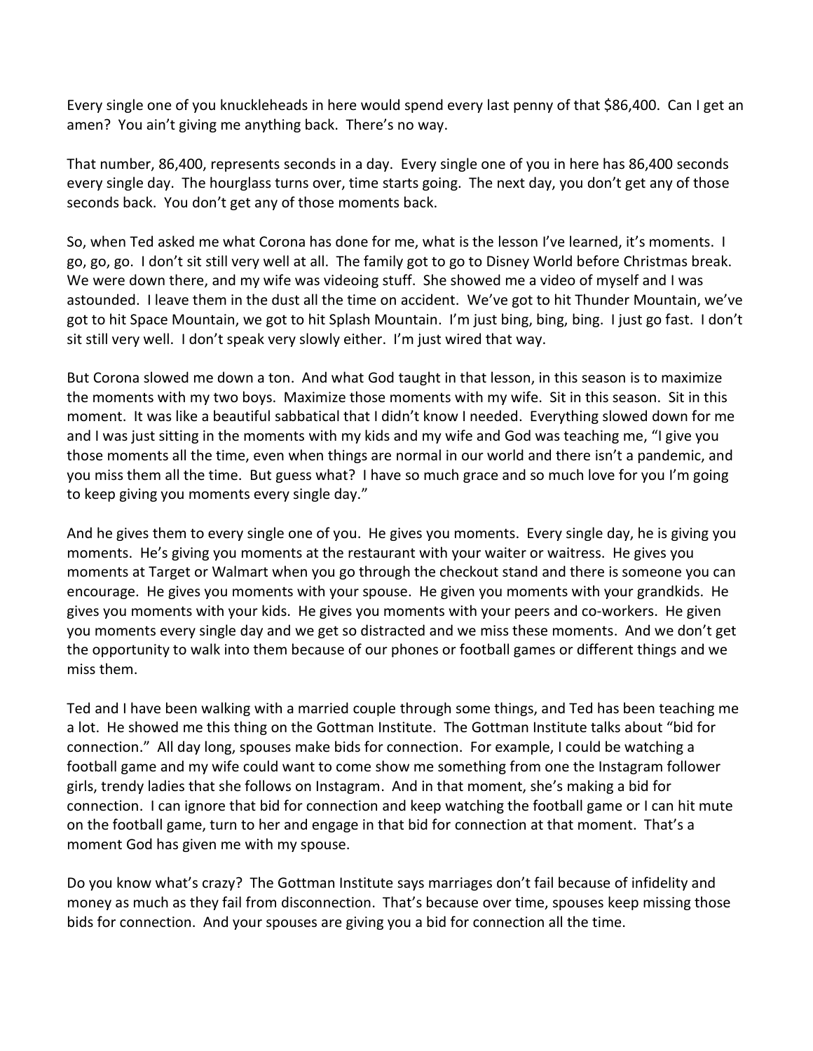Every single one of you knuckleheads in here would spend every last penny of that $86,400. Can I get an amen? You ain't giving me anything back. There's no way.

That number, 86,400, represents seconds in a day. Every single one of you in here has 86,400 seconds every single day. The hourglass turns over, time starts going. The next day, you don't get any of those seconds back. You don't get any of those moments back.

So, when Ted asked me what Corona has done for me, what is the lesson I've learned, it's moments. I go, go, go. I don't sit still very well at all. The family got to go to Disney World before Christmas break. We were down there, and my wife was videoing stuff. She showed me a video of myself and I was astounded. I leave them in the dust all the time on accident. We've got to hit Thunder Mountain, we've got to hit Space Mountain, we got to hit Splash Mountain. I'm just bing, bing, bing. I just go fast. I don't sit still very well. I don't speak very slowly either. I'm just wired that way.

But Corona slowed me down a ton. And what God taught in that lesson, in this season is to maximize the moments with my two boys. Maximize those moments with my wife. Sit in this season. Sit in this moment. It was like a beautiful sabbatical that I didn't know I needed. Everything slowed down for me and I was just sitting in the moments with my kids and my wife and God was teaching me, "I give you those moments all the time, even when things are normal in our world and there isn't a pandemic, and you miss them all the time. But guess what? I have so much grace and so much love for you I'm going to keep giving you moments every single day."

And he gives them to every single one of you. He gives you moments. Every single day, he is giving you moments. He's giving you moments at the restaurant with your waiter or waitress. He gives you moments at Target or Walmart when you go through the checkout stand and there is someone you can encourage. He gives you moments with your spouse. He given you moments with your grandkids. He gives you moments with your kids. He gives you moments with your peers and co-workers. He given you moments every single day and we get so distracted and we miss these moments. And we don't get the opportunity to walk into them because of our phones or football games or different things and we miss them.

Ted and I have been walking with a married couple through some things, and Ted has been teaching me a lot. He showed me this thing on the Gottman Institute. The Gottman Institute talks about "bid for connection." All day long, spouses make bids for connection. For example, I could be watching a football game and my wife could want to come show me something from one the Instagram follower girls, trendy ladies that she follows on Instagram. And in that moment, she's making a bid for connection. I can ignore that bid for connection and keep watching the football game or I can hit mute on the football game, turn to her and engage in that bid for connection at that moment. That's a moment God has given me with my spouse.

Do you know what's crazy? The Gottman Institute says marriages don't fail because of infidelity and money as much as they fail from disconnection. That's because over time, spouses keep missing those bids for connection. And your spouses are giving you a bid for connection all the time.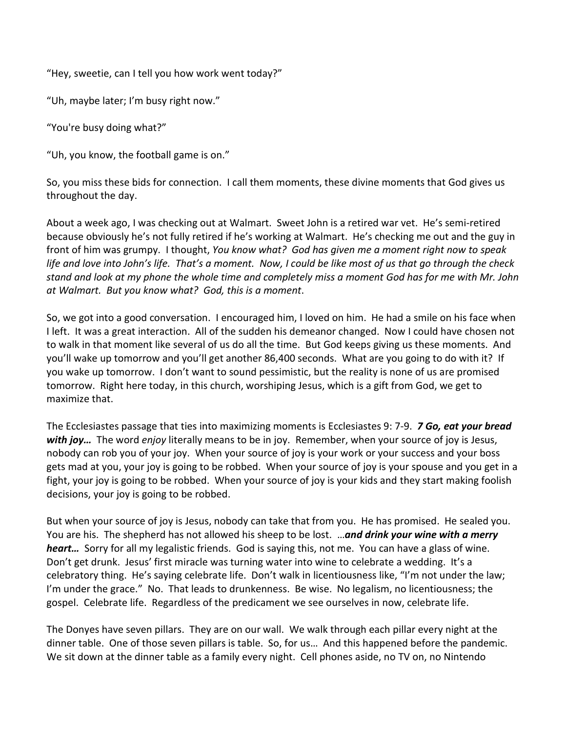"Hey, sweetie, can I tell you how work went today?"

"Uh, maybe later; I'm busy right now."

"You're busy doing what?"

"Uh, you know, the football game is on."

So, you miss these bids for connection. I call them moments, these divine moments that God gives us throughout the day.

About a week ago, I was checking out at Walmart. Sweet John is a retired war vet. He's semi-retired because obviously he's not fully retired if he's working at Walmart. He's checking me out and the guy in front of him was grumpy. I thought, *You know what? God has given me a moment right now to speak life and love into John's life. That's a moment. Now, I could be like most of us that go through the check stand and look at my phone the whole time and completely miss a moment God has for me with Mr. John at Walmart. But you know what? God, this is a moment*.

So, we got into a good conversation. I encouraged him, I loved on him. He had a smile on his face when I left. It was a great interaction. All of the sudden his demeanor changed. Now I could have chosen not to walk in that moment like several of us do all the time. But God keeps giving us these moments. And you'll wake up tomorrow and you'll get another 86,400 seconds. What are you going to do with it? If you wake up tomorrow. I don't want to sound pessimistic, but the reality is none of us are promised tomorrow. Right here today, in this church, worshiping Jesus, which is a gift from God, we get to maximize that.

The Ecclesiastes passage that ties into maximizing moments is Ecclesiastes 9: 7-9. ***7 Go, eat your bread with joy…*** The word *enjoy* literally means to be in joy. Remember, when your source of joy is Jesus, nobody can rob you of your joy. When your source of joy is your work or your success and your boss gets mad at you, your joy is going to be robbed. When your source of joy is your spouse and you get in a fight, your joy is going to be robbed. When your source of joy is your kids and they start making foolish decisions, your joy is going to be robbed.

But when your source of joy is Jesus, nobody can take that from you. He has promised. He sealed you. You are his. The shepherd has not allowed his sheep to be lost. …***and drink your wine with a merry heart…*** Sorry for all my legalistic friends. God is saying this, not me. You can have a glass of wine. Don't get drunk. Jesus' first miracle was turning water into wine to celebrate a wedding. It's a celebratory thing. He's saying celebrate life. Don't walk in licentiousness like, "I'm not under the law; I'm under the grace." No. That leads to drunkenness. Be wise. No legalism, no licentiousness; the gospel. Celebrate life. Regardless of the predicament we see ourselves in now, celebrate life.

The Donyes have seven pillars. They are on our wall. We walk through each pillar every night at the dinner table. One of those seven pillars is table. So, for us… And this happened before the pandemic. We sit down at the dinner table as a family every night. Cell phones aside, no TV on, no Nintendo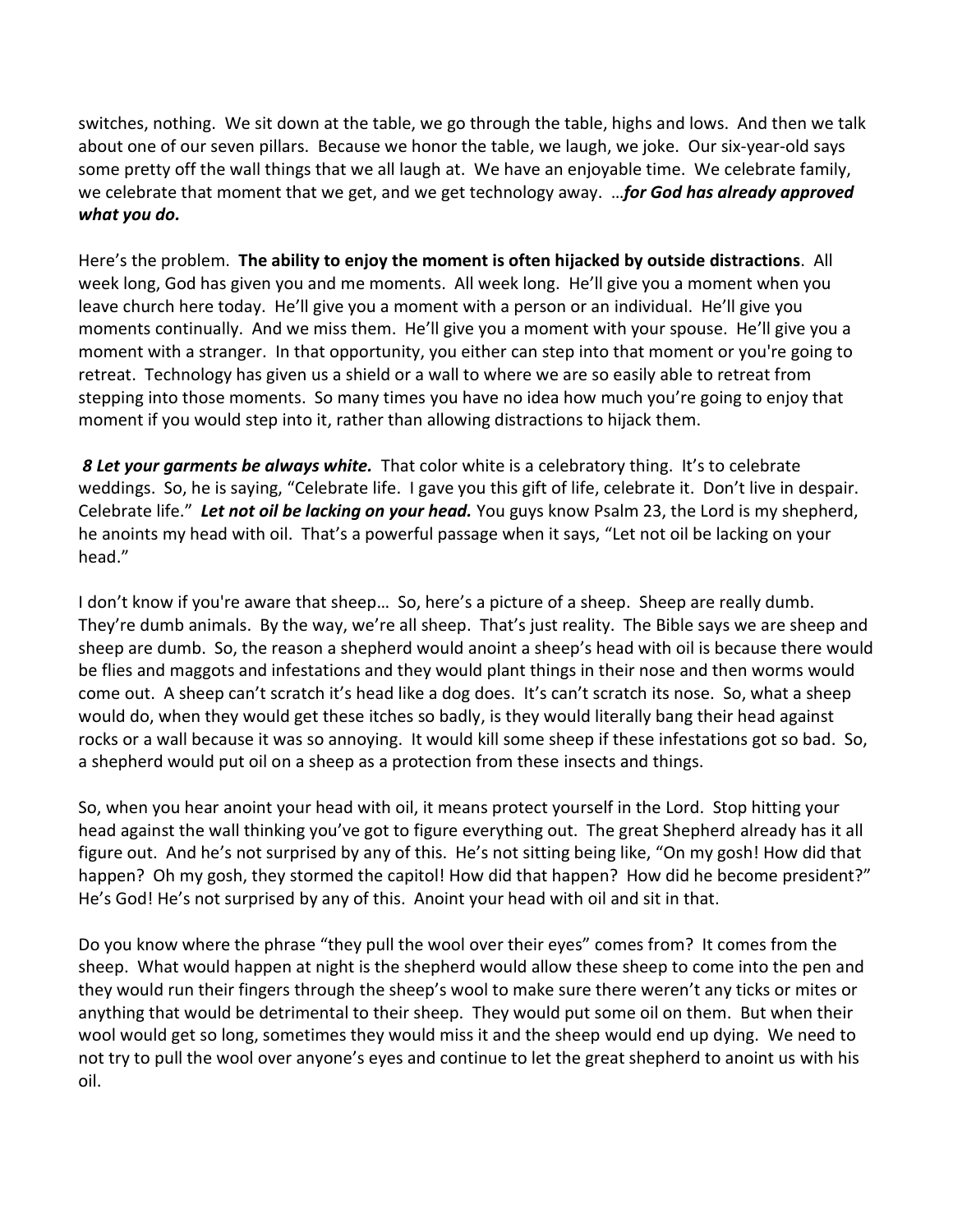switches, nothing. We sit down at the table, we go through the table, highs and lows. And then we talk about one of our seven pillars. Because we honor the table, we laugh, we joke. Our six-year-old says some pretty off the wall things that we all laugh at. We have an enjoyable time. We celebrate family, we celebrate that moment that we get, and we get technology away. …***for God has already approved what you do.***

Here's the problem. **The ability to enjoy the moment is often hijacked by outside distractions**. All week long, God has given you and me moments. All week long. He'll give you a moment when you leave church here today. He'll give you a moment with a person or an individual. He'll give you moments continually. And we miss them. He'll give you a moment with your spouse. He'll give you a moment with a stranger. In that opportunity, you either can step into that moment or you're going to retreat. Technology has given us a shield or a wall to where we are so easily able to retreat from stepping into those moments. So many times you have no idea how much you're going to enjoy that moment if you would step into it, rather than allowing distractions to hijack them.

***8 Let your garments be always white.*** That color white is a celebratory thing. It's to celebrate weddings. So, he is saying, "Celebrate life. I gave you this gift of life, celebrate it. Don't live in despair. Celebrate life." ***Let not oil be lacking on your head.*** You guys know Psalm 23, the Lord is my shepherd, he anoints my head with oil. That's a powerful passage when it says, "Let not oil be lacking on your head."

I don't know if you're aware that sheep… So, here's a picture of a sheep. Sheep are really dumb. They're dumb animals. By the way, we're all sheep. That's just reality. The Bible says we are sheep and sheep are dumb. So, the reason a shepherd would anoint a sheep's head with oil is because there would be flies and maggots and infestations and they would plant things in their nose and then worms would come out. A sheep can't scratch it's head like a dog does. It's can't scratch its nose. So, what a sheep would do, when they would get these itches so badly, is they would literally bang their head against rocks or a wall because it was so annoying. It would kill some sheep if these infestations got so bad. So, a shepherd would put oil on a sheep as a protection from these insects and things.

So, when you hear anoint your head with oil, it means protect yourself in the Lord. Stop hitting your head against the wall thinking you've got to figure everything out. The great Shepherd already has it all figure out. And he's not surprised by any of this. He's not sitting being like, "On my gosh! How did that happen? Oh my gosh, they stormed the capitol! How did that happen? How did he become president?" He's God! He's not surprised by any of this. Anoint your head with oil and sit in that.

Do you know where the phrase "they pull the wool over their eyes" comes from? It comes from the sheep. What would happen at night is the shepherd would allow these sheep to come into the pen and they would run their fingers through the sheep's wool to make sure there weren't any ticks or mites or anything that would be detrimental to their sheep. They would put some oil on them. But when their wool would get so long, sometimes they would miss it and the sheep would end up dying. We need to not try to pull the wool over anyone's eyes and continue to let the great shepherd to anoint us with his oil.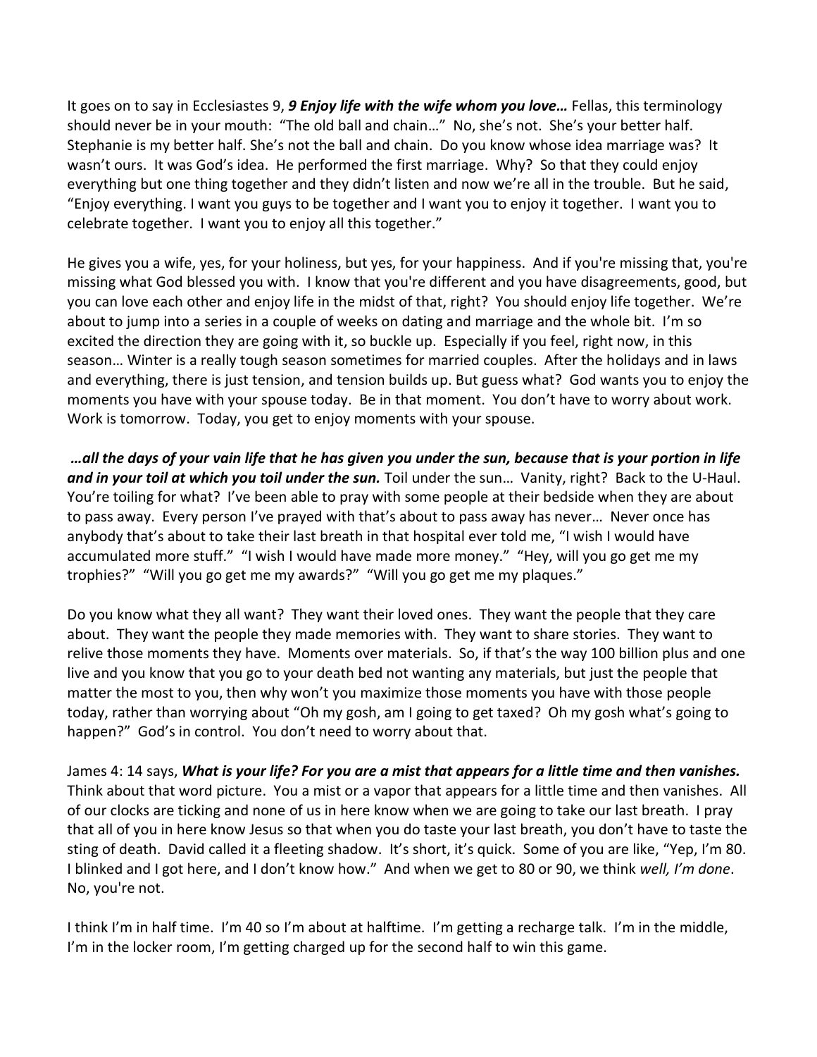It goes on to say in Ecclesiastes 9, ***9 Enjoy life with the wife whom you love…*** Fellas, this terminology should never be in your mouth: "The old ball and chain…" No, she's not. She's your better half. Stephanie is my better half. She's not the ball and chain. Do you know whose idea marriage was? It wasn't ours. It was God's idea. He performed the first marriage. Why? So that they could enjoy everything but one thing together and they didn't listen and now we're all in the trouble. But he said, "Enjoy everything. I want you guys to be together and I want you to enjoy it together. I want you to celebrate together. I want you to enjoy all this together."

He gives you a wife, yes, for your holiness, but yes, for your happiness. And if you're missing that, you're missing what God blessed you with. I know that you're different and you have disagreements, good, but you can love each other and enjoy life in the midst of that, right? You should enjoy life together. We're about to jump into a series in a couple of weeks on dating and marriage and the whole bit. I'm so excited the direction they are going with it, so buckle up. Especially if you feel, right now, in this season… Winter is a really tough season sometimes for married couples. After the holidays and in laws and everything, there is just tension, and tension builds up. But guess what? God wants you to enjoy the moments you have with your spouse today. Be in that moment. You don't have to worry about work. Work is tomorrow. Today, you get to enjoy moments with your spouse.

***…all the days of your vain life that he has given you under the sun, because that is your portion in life and in your toil at which you toil under the sun.*** Toil under the sun… Vanity, right? Back to the U-Haul. You're toiling for what? I've been able to pray with some people at their bedside when they are about to pass away. Every person I've prayed with that's about to pass away has never… Never once has anybody that's about to take their last breath in that hospital ever told me, "I wish I would have accumulated more stuff." "I wish I would have made more money." "Hey, will you go get me my trophies?" "Will you go get me my awards?" "Will you go get me my plaques."

Do you know what they all want? They want their loved ones. They want the people that they care about. They want the people they made memories with. They want to share stories. They want to relive those moments they have. Moments over materials. So, if that's the way 100 billion plus and one live and you know that you go to your death bed not wanting any materials, but just the people that matter the most to you, then why won't you maximize those moments you have with those people today, rather than worrying about "Oh my gosh, am I going to get taxed? Oh my gosh what's going to happen?" God's in control. You don't need to worry about that.

James 4: 14 says, ***What is your life? For you are a mist that appears for a little time and then vanishes.*** Think about that word picture. You a mist or a vapor that appears for a little time and then vanishes. All of our clocks are ticking and none of us in here know when we are going to take our last breath. I pray that all of you in here know Jesus so that when you do taste your last breath, you don't have to taste the sting of death. David called it a fleeting shadow. It's short, it's quick. Some of you are like, "Yep, I'm 80. I blinked and I got here, and I don't know how." And when we get to 80 or 90, we think *well, I'm done*. No, you're not.

I think I'm in half time. I'm 40 so I'm about at halftime. I'm getting a recharge talk. I'm in the middle, I'm in the locker room, I'm getting charged up for the second half to win this game.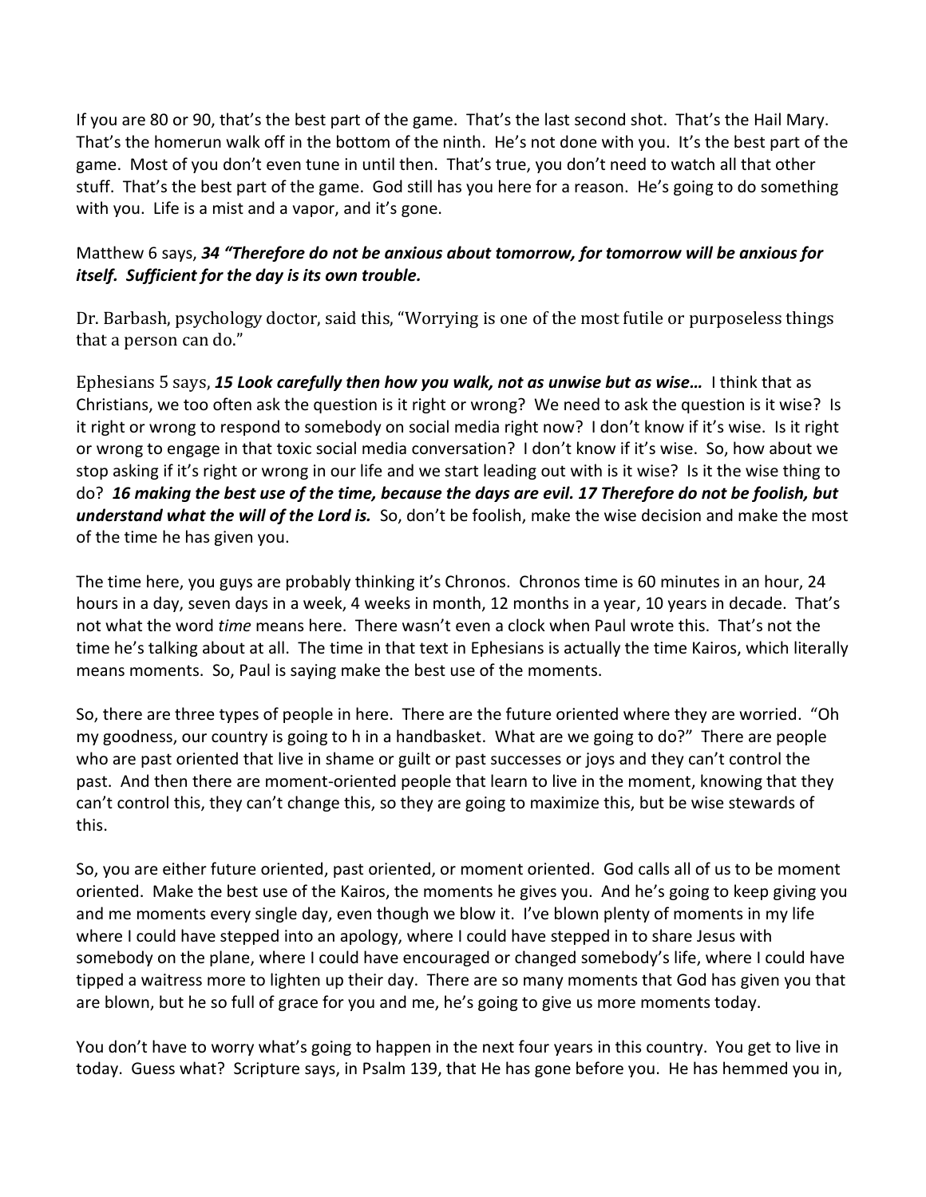If you are 80 or 90, that's the best part of the game. That's the last second shot. That's the Hail Mary. That's the homerun walk off in the bottom of the ninth. He's not done with you. It's the best part of the game. Most of you don't even tune in until then. That's true, you don't need to watch all that other stuff. That's the best part of the game. God still has you here for a reason. He's going to do something with you. Life is a mist and a vapor, and it's gone.

Matthew 6 says, ***34 "Therefore do not be anxious about tomorrow, for tomorrow will be anxious for itself. Sufficient for the day is its own trouble.***

Dr. Barbash, psychology doctor, said this, "Worrying is one of the most futile or purposeless things that a person can do."

Ephesians 5 says, ***15 Look carefully then how you walk, not as unwise but as wise…*** I think that as Christians, we too often ask the question is it right or wrong? We need to ask the question is it wise? Is it right or wrong to respond to somebody on social media right now? I don't know if it's wise. Is it right or wrong to engage in that toxic social media conversation? I don't know if it's wise. So, how about we stop asking if it's right or wrong in our life and we start leading out with is it wise? Is it the wise thing to do? ***16 making the best use of the time, because the days are evil. 17 Therefore do not be foolish, but understand what the will of the Lord is.*** So, don't be foolish, make the wise decision and make the most of the time he has given you.

The time here, you guys are probably thinking it's Chronos. Chronos time is 60 minutes in an hour, 24 hours in a day, seven days in a week, 4 weeks in month, 12 months in a year, 10 years in decade. That's not what the word *time* means here. There wasn't even a clock when Paul wrote this. That's not the time he's talking about at all. The time in that text in Ephesians is actually the time Kairos, which literally means moments. So, Paul is saying make the best use of the moments.

So, there are three types of people in here. There are the future oriented where they are worried. "Oh my goodness, our country is going to h in a handbasket. What are we going to do?" There are people who are past oriented that live in shame or guilt or past successes or joys and they can't control the past. And then there are moment-oriented people that learn to live in the moment, knowing that they can't control this, they can't change this, so they are going to maximize this, but be wise stewards of this.

So, you are either future oriented, past oriented, or moment oriented. God calls all of us to be moment oriented. Make the best use of the Kairos, the moments he gives you. And he's going to keep giving you and me moments every single day, even though we blow it. I've blown plenty of moments in my life where I could have stepped into an apology, where I could have stepped in to share Jesus with somebody on the plane, where I could have encouraged or changed somebody's life, where I could have tipped a waitress more to lighten up their day. There are so many moments that God has given you that are blown, but he so full of grace for you and me, he's going to give us more moments today.

You don't have to worry what's going to happen in the next four years in this country. You get to live in today. Guess what? Scripture says, in Psalm 139, that He has gone before you. He has hemmed you in,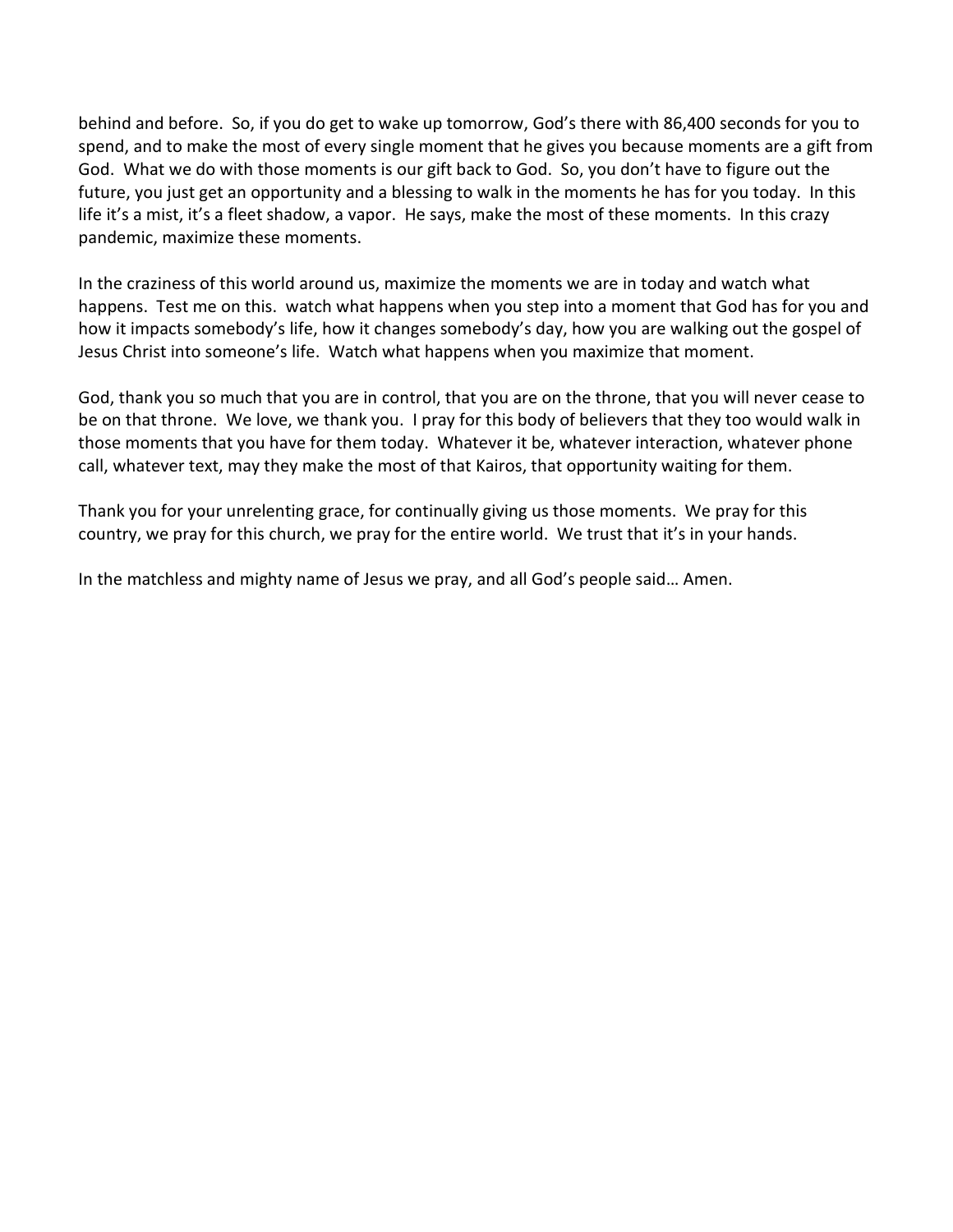behind and before. So, if you do get to wake up tomorrow, God's there with 86,400 seconds for you to spend, and to make the most of every single moment that he gives you because moments are a gift from God. What we do with those moments is our gift back to God. So, you don't have to figure out the future, you just get an opportunity and a blessing to walk in the moments he has for you today. In this life it's a mist, it's a fleet shadow, a vapor. He says, make the most of these moments. In this crazy pandemic, maximize these moments.

In the craziness of this world around us, maximize the moments we are in today and watch what happens. Test me on this. watch what happens when you step into a moment that God has for you and how it impacts somebody's life, how it changes somebody's day, how you are walking out the gospel of Jesus Christ into someone's life. Watch what happens when you maximize that moment.

God, thank you so much that you are in control, that you are on the throne, that you will never cease to be on that throne. We love, we thank you. I pray for this body of believers that they too would walk in those moments that you have for them today. Whatever it be, whatever interaction, whatever phone call, whatever text, may they make the most of that Kairos, that opportunity waiting for them.

Thank you for your unrelenting grace, for continually giving us those moments. We pray for this country, we pray for this church, we pray for the entire world. We trust that it's in your hands.

In the matchless and mighty name of Jesus we pray, and all God's people said… Amen.